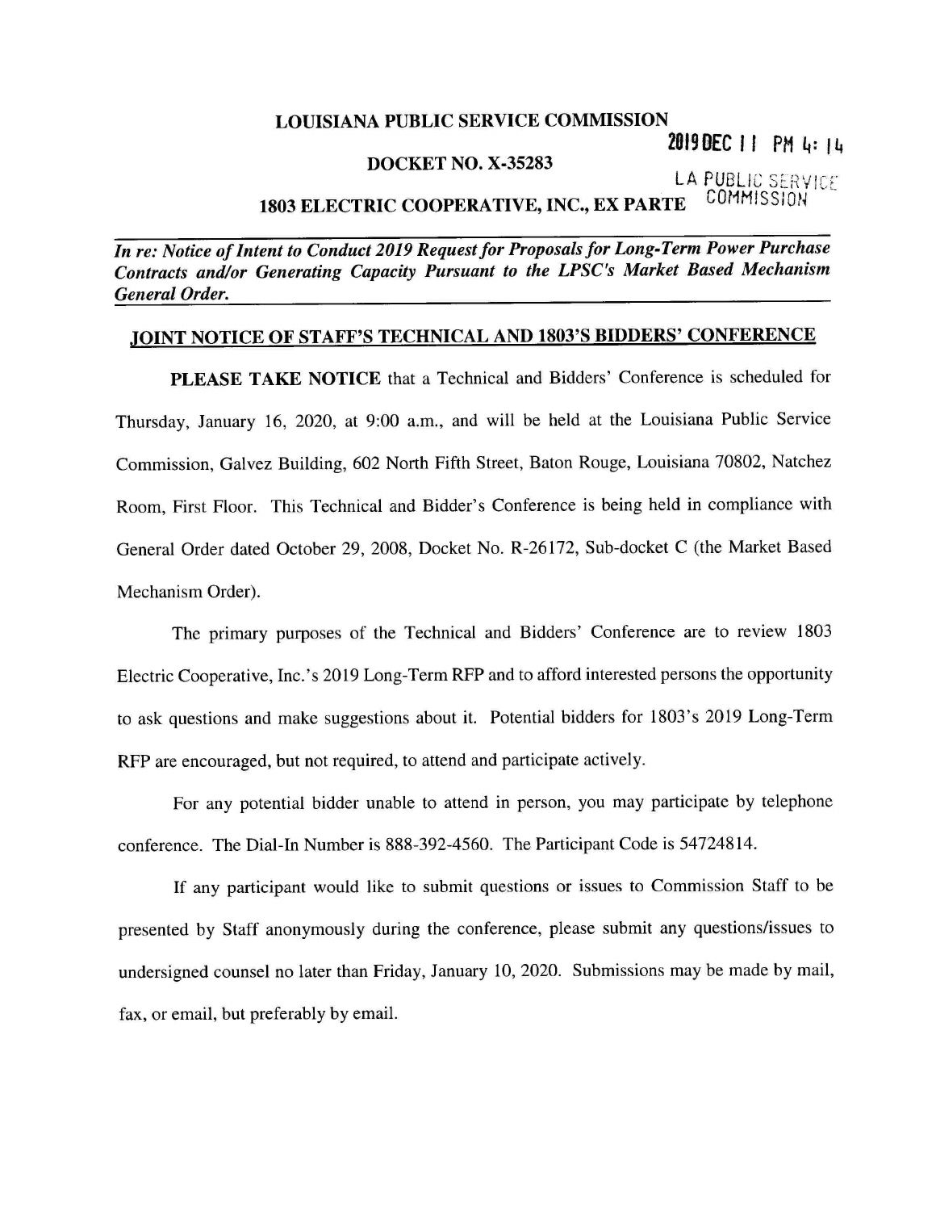**LOUISIANA PUBLIC SERVICE COMMISSION**

2019 DEC 11 PM 4:14

LA PUBLIC SERVICE COMMISSION

**DOCKET NO. X-35283**

**1803 ELECTRIC COOPERATIVE, INC., EX PARTE**

***In re: Notice of Intent to Conduct 2019 Request for Proposals for Long-Term Power Purchase Contracts and/or Generating Capacity Pursuant to the LPSC's Market Based Mechanism General Order.***

## JOINT NOTICE OF STAFF'S TECHNICAL AND 1803'S BIDDERS' CONFERENCE

**PLEASE TAKE NOTICE** that a Technical and Bidders' Conference is scheduled for Thursday, January 16, 2020, at 9:00 a.m., and will be held at the Louisiana Public Service Commission, Galvez Building, 602 North Fifth Street, Baton Rouge, Louisiana 70802, Natchez Room, First Floor. This Technical and Bidder's Conference is being held in compliance with General Order dated October 29, 2008, Docket No. R-26172, Sub-docket C (the Market Based Mechanism Order).

The primary purposes of the Technical and Bidders' Conference are to review 1803 Electric Cooperative, Inc.'s 2019 Long-Term RFP and to afford interested persons the opportunity to ask questions and make suggestions about it. Potential bidders for 1803's 2019 Long-Term RFP are encouraged, but not required, to attend and participate actively.

For any potential bidder unable to attend in person, you may participate by telephone conference. The Dial-In Number is 888-392-4560. The Participant Code is 54724814.

If any participant would like to submit questions or issues to Commission Staff to be presented by Staff anonymously during the conference, please submit any questions/issues to undersigned counsel no later than Friday, January 10, 2020. Submissions may be made by mail, fax, or email, but preferably by email.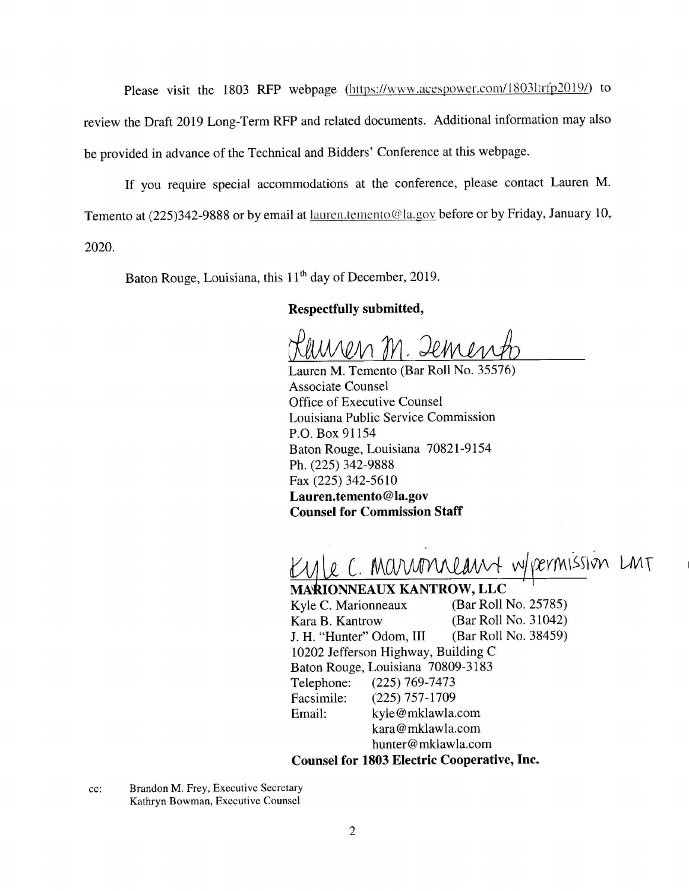Please visit the 1803 RFP webpage (https://www.acespower.com/1803ltrfp2019/) to review the Draft 2019 Long-Term RFP and related documents. Additional information may also be provided in advance of the Technical and Bidders' Conference at this webpage.

If you require special accommodations at the conference, please contact Lauren M. Temento at (225)342-9888 or by email at lauren.temento@la.gov before or by Friday, January 10, 2020.

Baton Rouge, Louisiana, this 11th day of December, 2019.

**Respectfully submitted,**

*Lauren M. Temento*

Lauren M. Temento (Bar Roll No. 35576)
Associate Counsel
Office of Executive Counsel
Louisiana Public Service Commission
P.O. Box 91154
Baton Rouge, Louisiana 70821-9154
Ph. (225) 342-9888
Fax (225) 342-5610
**Lauren.temento@la.gov**
**Counsel for Commission Staff**

*Kyle C. Marionneaux w/permission LMT*

**MARIONNEAUX KANTROW, LLC**
Kyle C. Marionneaux (Bar Roll No. 25785)
Kara B. Kantrow (Bar Roll No. 31042)
J. H. "Hunter" Odom, III (Bar Roll No. 38459)
10202 Jefferson Highway, Building C
Baton Rouge, Louisiana 70809-3183
Telephone: (225) 769-7473
Facsimile: (225) 757-1709
Email: kyle@mklawla.com
kara@mklawla.com
hunter@mklawla.com
**Counsel for 1803 Electric Cooperative, Inc.**

cc: Brandon M. Frey, Executive Secretary
Kathryn Bowman, Executive Counsel